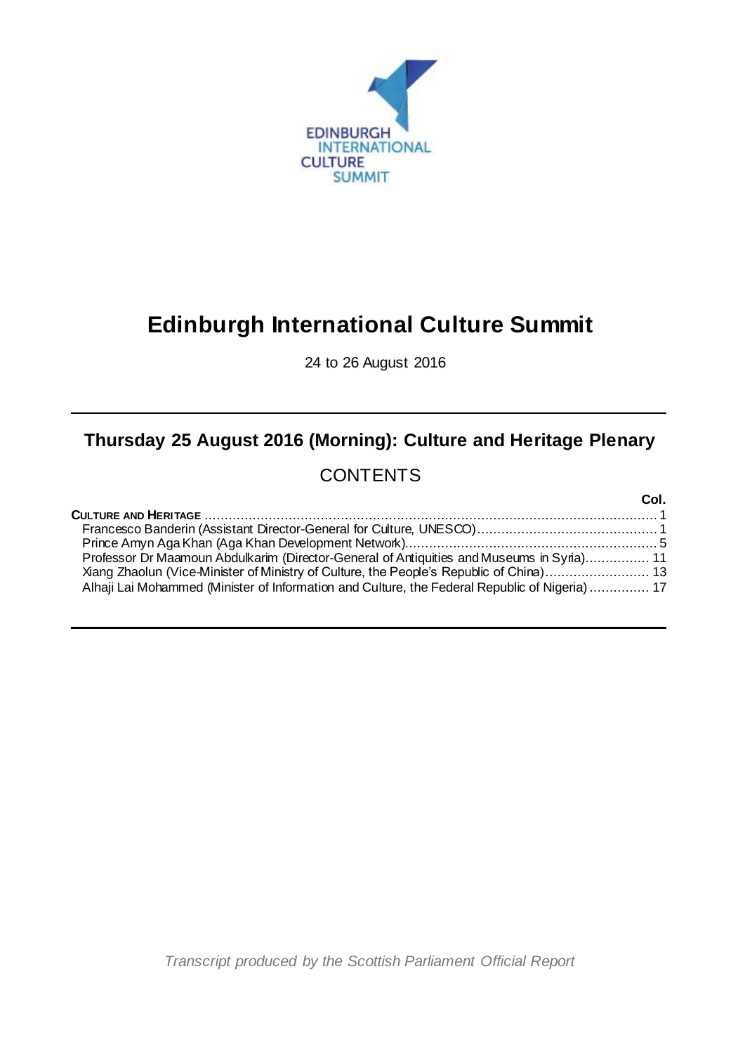EDINBURGH INTERNATIONAL CULTURE SUMMIT

# Edinburgh International Culture Summit

24 to 26 August 2016

## Thursday 25 August 2016 (Morning): Culture and Heritage Plenary

## CONTENTS

| | Col. |
|---|---|
| **CULTURE AND HERITAGE** | 1 |
| Francesco Banderin (Assistant Director-General for Culture, UNESCO) | 1 |
| Prince Amyn Aga Khan (Aga Khan Development Network) | 5 |
| Professor Dr Maamoun Abdulkarim (Director-General of Antiquities and Museums in Syria) | 11 |
| Xiang Zhaolun (Vice-Minister of Ministry of Culture, the People's Republic of China) | 13 |
| Alhaji Lai Mohammed (Minister of Information and Culture, the Federal Republic of Nigeria) | 17 |

*Transcript produced by the Scottish Parliament Official Report*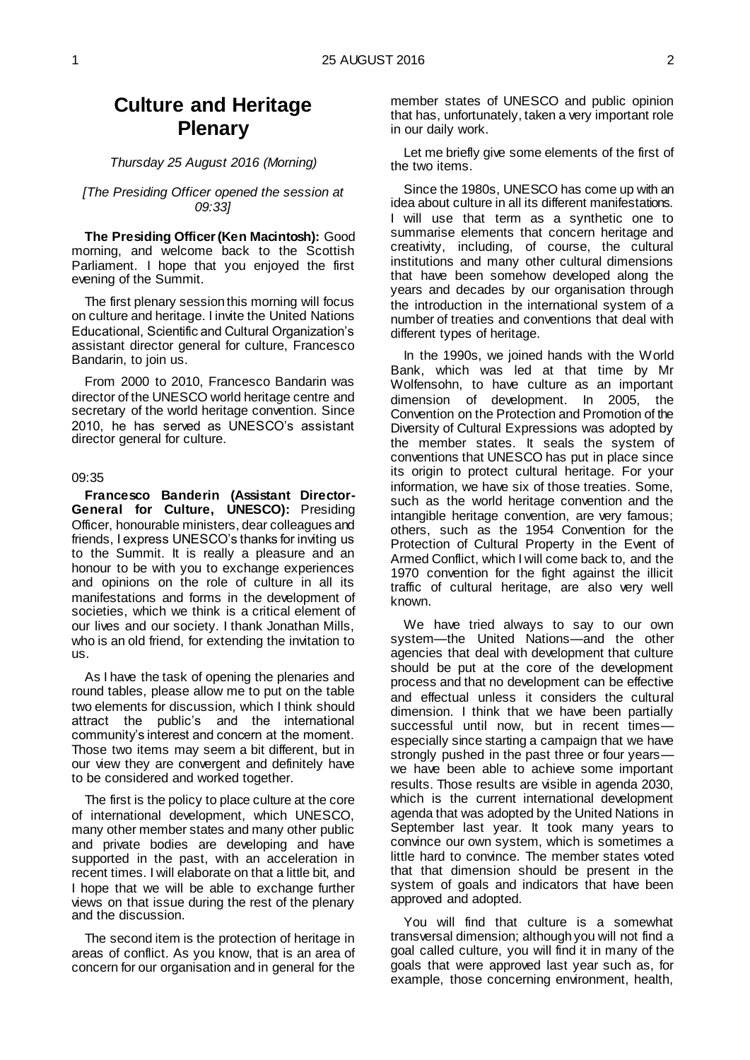# Culture and Heritage Plenary

*Thursday 25 August 2016 (Morning)*

*[The Presiding Officer opened the session at 09:33]*

**The Presiding Officer (Ken Macintosh):** Good morning, and welcome back to the Scottish Parliament. I hope that you enjoyed the first evening of the Summit.

The first plenary session this morning will focus on culture and heritage. I invite the United Nations Educational, Scientific and Cultural Organization's assistant director general for culture, Francesco Bandarin, to join us.

From 2000 to 2010, Francesco Bandarin was director of the UNESCO world heritage centre and secretary of the world heritage convention. Since 2010, he has served as UNESCO's assistant director general for culture.

09:35

**Francesco Banderin (Assistant Director-General for Culture, UNESCO):** Presiding Officer, honourable ministers, dear colleagues and friends, I express UNESCO's thanks for inviting us to the Summit. It is really a pleasure and an honour to be with you to exchange experiences and opinions on the role of culture in all its manifestations and forms in the development of societies, which we think is a critical element of our lives and our society. I thank Jonathan Mills, who is an old friend, for extending the invitation to us.

As I have the task of opening the plenaries and round tables, please allow me to put on the table two elements for discussion, which I think should attract the public's and the international community's interest and concern at the moment. Those two items may seem a bit different, but in our view they are convergent and definitely have to be considered and worked together.

The first is the policy to place culture at the core of international development, which UNESCO, many other member states and many other public and private bodies are developing and have supported in the past, with an acceleration in recent times. I will elaborate on that a little bit, and I hope that we will be able to exchange further views on that issue during the rest of the plenary and the discussion.

The second item is the protection of heritage in areas of conflict. As you know, that is an area of concern for our organisation and in general for the member states of UNESCO and public opinion that has, unfortunately, taken a very important role in our daily work.

Let me briefly give some elements of the first of the two items.

Since the 1980s, UNESCO has come up with an idea about culture in all its different manifestations. I will use that term as a synthetic one to summarise elements that concern heritage and creativity, including, of course, the cultural institutions and many other cultural dimensions that have been somehow developed along the years and decades by our organisation through the introduction in the international system of a number of treaties and conventions that deal with different types of heritage.

In the 1990s, we joined hands with the World Bank, which was led at that time by Mr Wolfensohn, to have culture as an important dimension of development. In 2005, the Convention on the Protection and Promotion of the Diversity of Cultural Expressions was adopted by the member states. It seals the system of conventions that UNESCO has put in place since its origin to protect cultural heritage. For your information, we have six of those treaties. Some, such as the world heritage convention and the intangible heritage convention, are very famous; others, such as the 1954 Convention for the Protection of Cultural Property in the Event of Armed Conflict, which I will come back to, and the 1970 convention for the fight against the illicit traffic of cultural heritage, are also very well known.

We have tried always to say to our own system—the United Nations—and the other agencies that deal with development that culture should be put at the core of the development process and that no development can be effective and effectual unless it considers the cultural dimension. I think that we have been partially successful until now, but in recent times—especially since starting a campaign that we have strongly pushed in the past three or four years—we have been able to achieve some important results. Those results are visible in agenda 2030, which is the current international development agenda that was adopted by the United Nations in September last year. It took many years to convince our own system, which is sometimes a little hard to convince. The member states voted that that dimension should be present in the system of goals and indicators that have been approved and adopted.

You will find that culture is a somewhat transversal dimension; although you will not find a goal called culture, you will find it in many of the goals that were approved last year such as, for example, those concerning environment, health,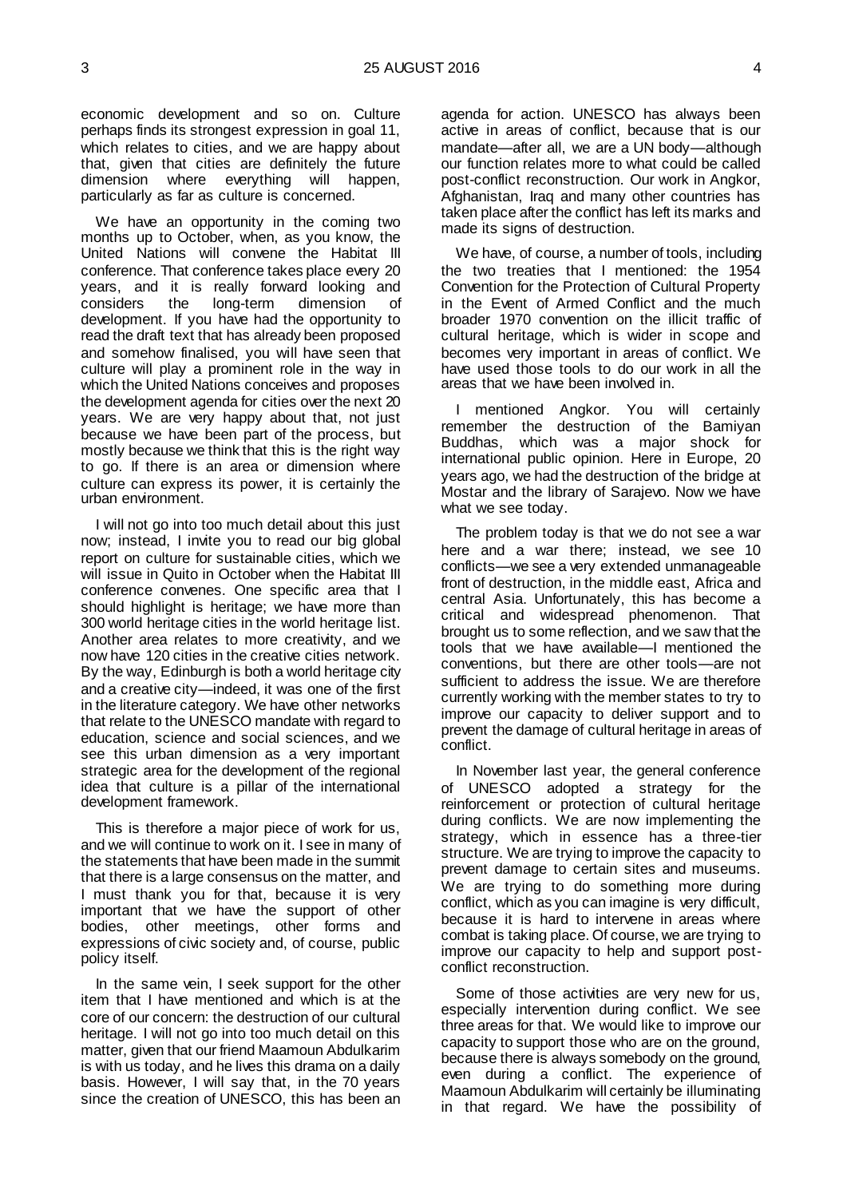economic development and so on. Culture perhaps finds its strongest expression in goal 11, which relates to cities, and we are happy about that, given that cities are definitely the future dimension where everything will happen, particularly as far as culture is concerned.

We have an opportunity in the coming two months up to October, when, as you know, the United Nations will convene the Habitat III conference. That conference takes place every 20 years, and it is really forward looking and considers the long-term dimension of development. If you have had the opportunity to read the draft text that has already been proposed and somehow finalised, you will have seen that culture will play a prominent role in the way in which the United Nations conceives and proposes the development agenda for cities over the next 20 years. We are very happy about that, not just because we have been part of the process, but mostly because we think that this is the right way to go. If there is an area or dimension where culture can express its power, it is certainly the urban environment.

I will not go into too much detail about this just now; instead, I invite you to read our big global report on culture for sustainable cities, which we will issue in Quito in October when the Habitat III conference convenes. One specific area that I should highlight is heritage; we have more than 300 world heritage cities in the world heritage list. Another area relates to more creativity, and we now have 120 cities in the creative cities network. By the way, Edinburgh is both a world heritage city and a creative city—indeed, it was one of the first in the literature category. We have other networks that relate to the UNESCO mandate with regard to education, science and social sciences, and we see this urban dimension as a very important strategic area for the development of the regional idea that culture is a pillar of the international development framework.

This is therefore a major piece of work for us, and we will continue to work on it. I see in many of the statements that have been made in the summit that there is a large consensus on the matter, and I must thank you for that, because it is very important that we have the support of other bodies, other meetings, other forms and expressions of civic society and, of course, public policy itself.

In the same vein, I seek support for the other item that I have mentioned and which is at the core of our concern: the destruction of our cultural heritage. I will not go into too much detail on this matter, given that our friend Maamoun Abdulkarim is with us today, and he lives this drama on a daily basis. However, I will say that, in the 70 years since the creation of UNESCO, this has been an agenda for action. UNESCO has always been active in areas of conflict, because that is our mandate—after all, we are a UN body—although our function relates more to what could be called post-conflict reconstruction. Our work in Angkor, Afghanistan, Iraq and many other countries has taken place after the conflict has left its marks and made its signs of destruction.

We have, of course, a number of tools, including the two treaties that I mentioned: the 1954 Convention for the Protection of Cultural Property in the Event of Armed Conflict and the much broader 1970 convention on the illicit traffic of cultural heritage, which is wider in scope and becomes very important in areas of conflict. We have used those tools to do our work in all the areas that we have been involved in.

I mentioned Angkor. You will certainly remember the destruction of the Bamiyan Buddhas, which was a major shock for international public opinion. Here in Europe, 20 years ago, we had the destruction of the bridge at Mostar and the library of Sarajevo. Now we have what we see today.

The problem today is that we do not see a war here and a war there; instead, we see 10 conflicts—we see a very extended unmanageable front of destruction, in the middle east, Africa and central Asia. Unfortunately, this has become a critical and widespread phenomenon. That brought us to some reflection, and we saw that the tools that we have available—I mentioned the conventions, but there are other tools—are not sufficient to address the issue. We are therefore currently working with the member states to try to improve our capacity to deliver support and to prevent the damage of cultural heritage in areas of conflict.

In November last year, the general conference of UNESCO adopted a strategy for the reinforcement or protection of cultural heritage during conflicts. We are now implementing the strategy, which in essence has a three-tier structure. We are trying to improve the capacity to prevent damage to certain sites and museums. We are trying to do something more during conflict, which as you can imagine is very difficult, because it is hard to intervene in areas where combat is taking place. Of course, we are trying to improve our capacity to help and support post-conflict reconstruction.

Some of those activities are very new for us, especially intervention during conflict. We see three areas for that. We would like to improve our capacity to support those who are on the ground, because there is always somebody on the ground, even during a conflict. The experience of Maamoun Abdulkarim will certainly be illuminating in that regard. We have the possibility of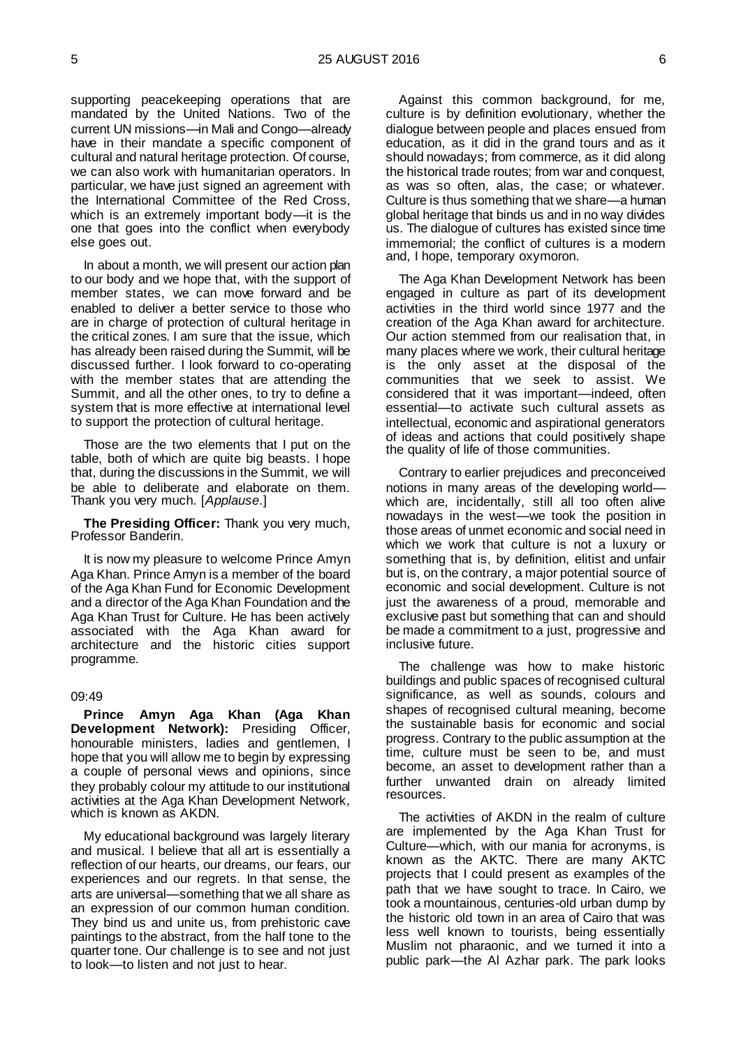supporting peacekeeping operations that are mandated by the United Nations. Two of the current UN missions—in Mali and Congo—already have in their mandate a specific component of cultural and natural heritage protection. Of course, we can also work with humanitarian operators. In particular, we have just signed an agreement with the International Committee of the Red Cross, which is an extremely important body—it is the one that goes into the conflict when everybody else goes out.

In about a month, we will present our action plan to our body and we hope that, with the support of member states, we can move forward and be enabled to deliver a better service to those who are in charge of protection of cultural heritage in the critical zones. I am sure that the issue, which has already been raised during the Summit, will be discussed further. I look forward to co-operating with the member states that are attending the Summit, and all the other ones, to try to define a system that is more effective at international level to support the protection of cultural heritage.

Those are the two elements that I put on the table, both of which are quite big beasts. I hope that, during the discussions in the Summit, we will be able to deliberate and elaborate on them. Thank you very much. [*Applause*.]

**The Presiding Officer:** Thank you very much, Professor Banderin.

It is now my pleasure to welcome Prince Amyn Aga Khan. Prince Amyn is a member of the board of the Aga Khan Fund for Economic Development and a director of the Aga Khan Foundation and the Aga Khan Trust for Culture. He has been actively associated with the Aga Khan award for architecture and the historic cities support programme.

09:49

**Prince Amyn Aga Khan (Aga Khan Development Network):** Presiding Officer, honourable ministers, ladies and gentlemen, I hope that you will allow me to begin by expressing a couple of personal views and opinions, since they probably colour my attitude to our institutional activities at the Aga Khan Development Network, which is known as AKDN.

My educational background was largely literary and musical. I believe that all art is essentially a reflection of our hearts, our dreams, our fears, our experiences and our regrets. In that sense, the arts are universal—something that we all share as an expression of our common human condition. They bind us and unite us, from prehistoric cave paintings to the abstract, from the half tone to the quarter tone. Our challenge is to see and not just to look—to listen and not just to hear.

Against this common background, for me, culture is by definition evolutionary, whether the dialogue between people and places ensued from education, as it did in the grand tours and as it should nowadays; from commerce, as it did along the historical trade routes; from war and conquest, as was so often, alas, the case; or whatever. Culture is thus something that we share—a human global heritage that binds us and in no way divides us. The dialogue of cultures has existed since time immemorial; the conflict of cultures is a modern and, I hope, temporary oxymoron.

The Aga Khan Development Network has been engaged in culture as part of its development activities in the third world since 1977 and the creation of the Aga Khan award for architecture. Our action stemmed from our realisation that, in many places where we work, their cultural heritage is the only asset at the disposal of the communities that we seek to assist. We considered that it was important—indeed, often essential—to activate such cultural assets as intellectual, economic and aspirational generators of ideas and actions that could positively shape the quality of life of those communities.

Contrary to earlier prejudices and preconceived notions in many areas of the developing world—which are, incidentally, still all too often alive nowadays in the west—we took the position in those areas of unmet economic and social need in which we work that culture is not a luxury or something that is, by definition, elitist and unfair but is, on the contrary, a major potential source of economic and social development. Culture is not just the awareness of a proud, memorable and exclusive past but something that can and should be made a commitment to a just, progressive and inclusive future.

The challenge was how to make historic buildings and public spaces of recognised cultural significance, as well as sounds, colours and shapes of recognised cultural meaning, become the sustainable basis for economic and social progress. Contrary to the public assumption at the time, culture must be seen to be, and must become, an asset to development rather than a further unwanted drain on already limited resources.

The activities of AKDN in the realm of culture are implemented by the Aga Khan Trust for Culture—which, with our mania for acronyms, is known as the AKTC. There are many AKTC projects that I could present as examples of the path that we have sought to trace. In Cairo, we took a mountainous, centuries-old urban dump by the historic old town in an area of Cairo that was less well known to tourists, being essentially Muslim not pharaonic, and we turned it into a public park—the Al Azhar park. The park looks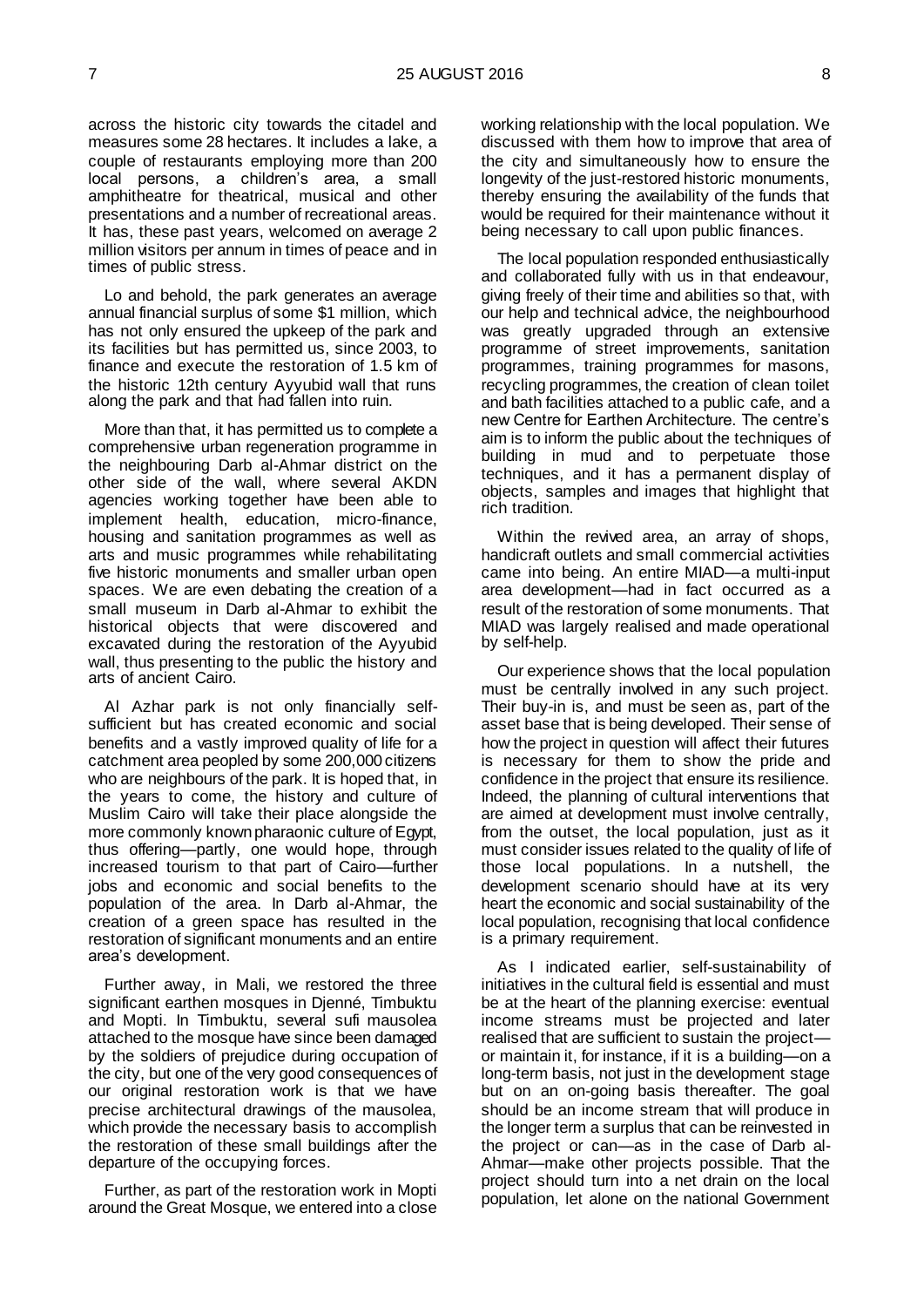across the historic city towards the citadel and measures some 28 hectares. It includes a lake, a couple of restaurants employing more than 200 local persons, a children's area, a small amphitheatre for theatrical, musical and other presentations and a number of recreational areas. It has, these past years, welcomed on average 2 million visitors per annum in times of peace and in times of public stress.

Lo and behold, the park generates an average annual financial surplus of some $1 million, which has not only ensured the upkeep of the park and its facilities but has permitted us, since 2003, to finance and execute the restoration of 1.5 km of the historic 12th century Ayyubid wall that runs along the park and that had fallen into ruin.

More than that, it has permitted us to complete a comprehensive urban regeneration programme in the neighbouring Darb al-Ahmar district on the other side of the wall, where several AKDN agencies working together have been able to implement health, education, micro-finance, housing and sanitation programmes as well as arts and music programmes while rehabilitating five historic monuments and smaller urban open spaces. We are even debating the creation of a small museum in Darb al-Ahmar to exhibit the historical objects that were discovered and excavated during the restoration of the Ayyubid wall, thus presenting to the public the history and arts of ancient Cairo.

Al Azhar park is not only financially self-sufficient but has created economic and social benefits and a vastly improved quality of life for a catchment area peopled by some 200,000 citizens who are neighbours of the park. It is hoped that, in the years to come, the history and culture of Muslim Cairo will take their place alongside the more commonly known pharaonic culture of Egypt, thus offering—partly, one would hope, through increased tourism to that part of Cairo—further jobs and economic and social benefits to the population of the area. In Darb al-Ahmar, the creation of a green space has resulted in the restoration of significant monuments and an entire area's development.

Further away, in Mali, we restored the three significant earthen mosques in Djenné, Timbuktu and Mopti. In Timbuktu, several sufi mausolea attached to the mosque have since been damaged by the soldiers of prejudice during occupation of the city, but one of the very good consequences of our original restoration work is that we have precise architectural drawings of the mausolea, which provide the necessary basis to accomplish the restoration of these small buildings after the departure of the occupying forces.

Further, as part of the restoration work in Mopti around the Great Mosque, we entered into a close working relationship with the local population. We discussed with them how to improve that area of the city and simultaneously how to ensure the longevity of the just-restored historic monuments, thereby ensuring the availability of the funds that would be required for their maintenance without it being necessary to call upon public finances.

The local population responded enthusiastically and collaborated fully with us in that endeavour, giving freely of their time and abilities so that, with our help and technical advice, the neighbourhood was greatly upgraded through an extensive programme of street improvements, sanitation programmes, training programmes for masons, recycling programmes, the creation of clean toilet and bath facilities attached to a public cafe, and a new Centre for Earthen Architecture. The centre's aim is to inform the public about the techniques of building in mud and to perpetuate those techniques, and it has a permanent display of objects, samples and images that highlight that rich tradition.

Within the revived area, an array of shops, handicraft outlets and small commercial activities came into being. An entire MIAD—a multi-input area development—had in fact occurred as a result of the restoration of some monuments. That MIAD was largely realised and made operational by self-help.

Our experience shows that the local population must be centrally involved in any such project. Their buy-in is, and must be seen as, part of the asset base that is being developed. Their sense of how the project in question will affect their futures is necessary for them to show the pride and confidence in the project that ensure its resilience. Indeed, the planning of cultural interventions that are aimed at development must involve centrally, from the outset, the local population, just as it must consider issues related to the quality of life of those local populations. In a nutshell, the development scenario should have at its very heart the economic and social sustainability of the local population, recognising that local confidence is a primary requirement.

As I indicated earlier, self-sustainability of initiatives in the cultural field is essential and must be at the heart of the planning exercise: eventual income streams must be projected and later realised that are sufficient to sustain the project—or maintain it, for instance, if it is a building—on a long-term basis, not just in the development stage but on an on-going basis thereafter. The goal should be an income stream that will produce in the longer term a surplus that can be reinvested in the project or can—as in the case of Darb al-Ahmar—make other projects possible. That the project should turn into a net drain on the local population, let alone on the national Government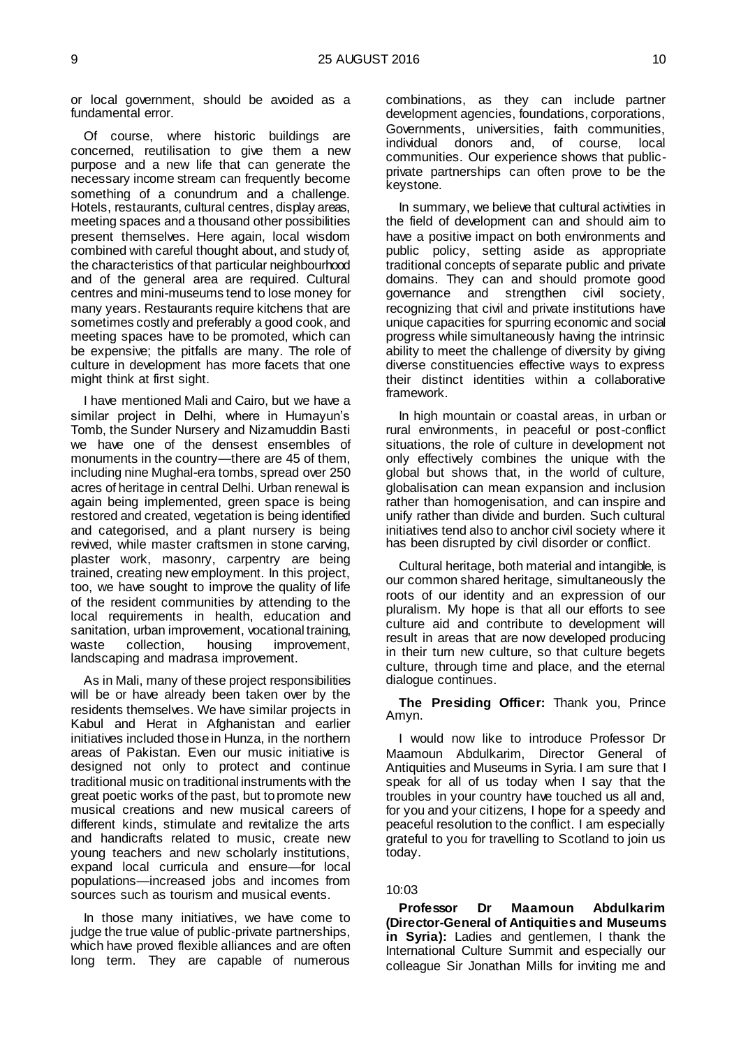or local government, should be avoided as a fundamental error.

Of course, where historic buildings are concerned, reutilisation to give them a new purpose and a new life that can generate the necessary income stream can frequently become something of a conundrum and a challenge. Hotels, restaurants, cultural centres, display areas, meeting spaces and a thousand other possibilities present themselves. Here again, local wisdom combined with careful thought about, and study of, the characteristics of that particular neighbourhood and of the general area are required. Cultural centres and mini-museums tend to lose money for many years. Restaurants require kitchens that are sometimes costly and preferably a good cook, and meeting spaces have to be promoted, which can be expensive; the pitfalls are many. The role of culture in development has more facets that one might think at first sight.

I have mentioned Mali and Cairo, but we have a similar project in Delhi, where in Humayun's Tomb, the Sunder Nursery and Nizamuddin Basti we have one of the densest ensembles of monuments in the country—there are 45 of them, including nine Mughal-era tombs, spread over 250 acres of heritage in central Delhi. Urban renewal is again being implemented, green space is being restored and created, vegetation is being identified and categorised, and a plant nursery is being revived, while master craftsmen in stone carving, plaster work, masonry, carpentry are being trained, creating new employment. In this project, too, we have sought to improve the quality of life of the resident communities by attending to the local requirements in health, education and sanitation, urban improvement, vocational training, waste collection, housing improvement, landscaping and madrasa improvement.

As in Mali, many of these project responsibilities will be or have already been taken over by the residents themselves. We have similar projects in Kabul and Herat in Afghanistan and earlier initiatives included those in Hunza, in the northern areas of Pakistan. Even our music initiative is designed not only to protect and continue traditional music on traditional instruments with the great poetic works of the past, but to promote new musical creations and new musical careers of different kinds, stimulate and revitalize the arts and handicrafts related to music, create new young teachers and new scholarly institutions, expand local curricula and ensure—for local populations—increased jobs and incomes from sources such as tourism and musical events.

In those many initiatives, we have come to judge the true value of public-private partnerships, which have proved flexible alliances and are often long term. They are capable of numerous combinations, as they can include partner development agencies, foundations, corporations, Governments, universities, faith communities, individual donors and, of course, local communities. Our experience shows that public-private partnerships can often prove to be the keystone.

In summary, we believe that cultural activities in the field of development can and should aim to have a positive impact on both environments and public policy, setting aside as appropriate traditional concepts of separate public and private domains. They can and should promote good governance and strengthen civil society, recognizing that civil and private institutions have unique capacities for spurring economic and social progress while simultaneously having the intrinsic ability to meet the challenge of diversity by giving diverse constituencies effective ways to express their distinct identities within a collaborative framework.

In high mountain or coastal areas, in urban or rural environments, in peaceful or post-conflict situations, the role of culture in development not only effectively combines the unique with the global but shows that, in the world of culture, globalisation can mean expansion and inclusion rather than homogenisation, and can inspire and unify rather than divide and burden. Such cultural initiatives tend also to anchor civil society where it has been disrupted by civil disorder or conflict.

Cultural heritage, both material and intangible, is our common shared heritage, simultaneously the roots of our identity and an expression of our pluralism. My hope is that all our efforts to see culture aid and contribute to development will result in areas that are now developed producing in their turn new culture, so that culture begets culture, through time and place, and the eternal dialogue continues.

**The Presiding Officer:** Thank you, Prince Amyn.

I would now like to introduce Professor Dr Maamoun Abdulkarim, Director General of Antiquities and Museums in Syria. I am sure that I speak for all of us today when I say that the troubles in your country have touched us all and, for you and your citizens, I hope for a speedy and peaceful resolution to the conflict. I am especially grateful to you for travelling to Scotland to join us today.

10:03

**Professor Dr Maamoun Abdulkarim (Director-General of Antiquities and Museums in Syria):** Ladies and gentlemen, I thank the International Culture Summit and especially our colleague Sir Jonathan Mills for inviting me and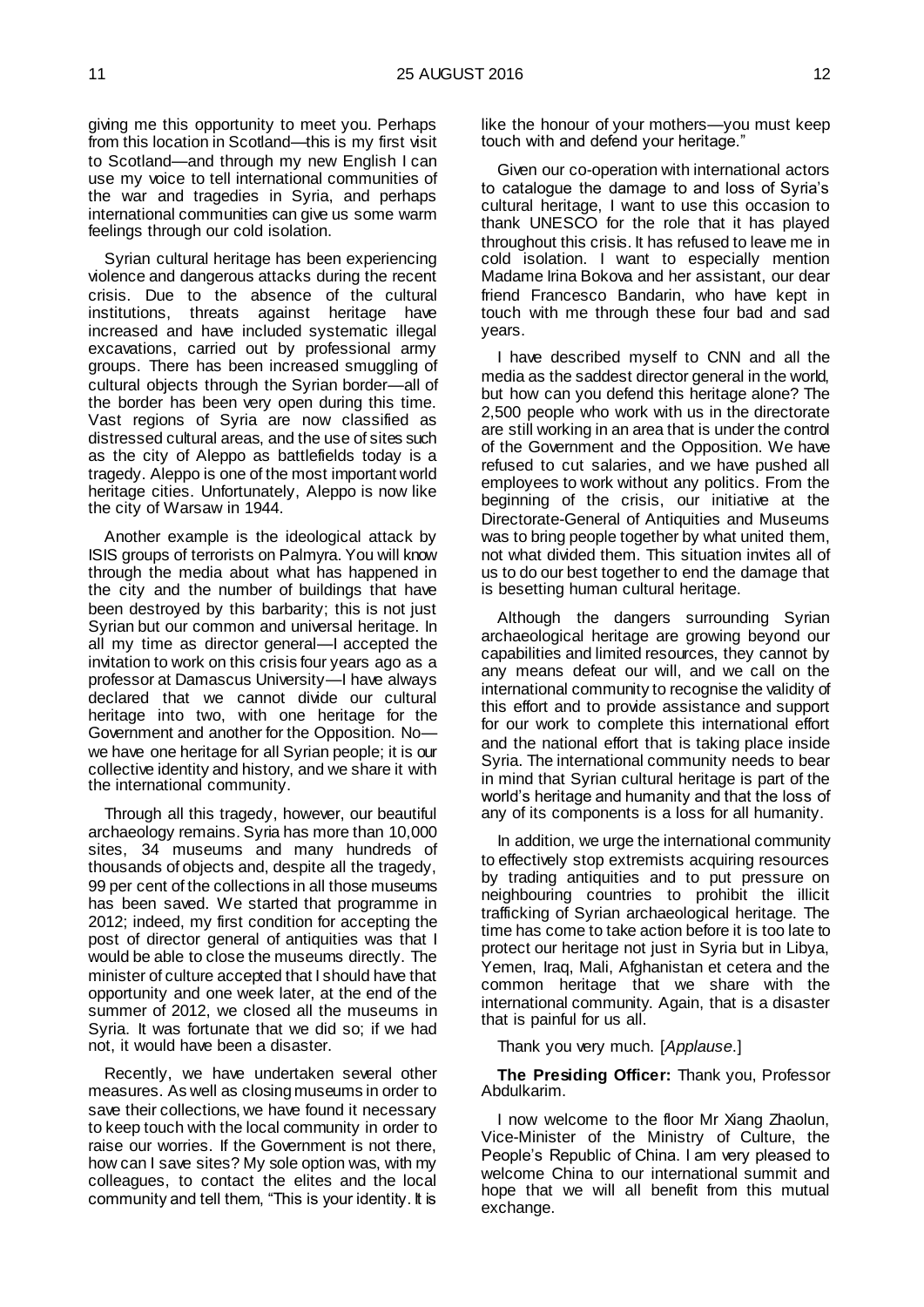giving me this opportunity to meet you. Perhaps from this location in Scotland—this is my first visit to Scotland—and through my new English I can use my voice to tell international communities of the war and tragedies in Syria, and perhaps international communities can give us some warm feelings through our cold isolation.

Syrian cultural heritage has been experiencing violence and dangerous attacks during the recent crisis. Due to the absence of the cultural institutions, threats against heritage have increased and have included systematic illegal excavations, carried out by professional army groups. There has been increased smuggling of cultural objects through the Syrian border—all of the border has been very open during this time. Vast regions of Syria are now classified as distressed cultural areas, and the use of sites such as the city of Aleppo as battlefields today is a tragedy. Aleppo is one of the most important world heritage cities. Unfortunately, Aleppo is now like the city of Warsaw in 1944.

Another example is the ideological attack by ISIS groups of terrorists on Palmyra. You will know through the media about what has happened in the city and the number of buildings that have been destroyed by this barbarity; this is not just Syrian but our common and universal heritage. In all my time as director general—I accepted the invitation to work on this crisis four years ago as a professor at Damascus University—I have always declared that we cannot divide our cultural heritage into two, with one heritage for the Government and another for the Opposition. No—we have one heritage for all Syrian people; it is our collective identity and history, and we share it with the international community.

Through all this tragedy, however, our beautiful archaeology remains. Syria has more than 10,000 sites, 34 museums and many hundreds of thousands of objects and, despite all the tragedy, 99 per cent of the collections in all those museums has been saved. We started that programme in 2012; indeed, my first condition for accepting the post of director general of antiquities was that I would be able to close the museums directly. The minister of culture accepted that I should have that opportunity and one week later, at the end of the summer of 2012, we closed all the museums in Syria. It was fortunate that we did so; if we had not, it would have been a disaster.

Recently, we have undertaken several other measures. As well as closing museums in order to save their collections, we have found it necessary to keep touch with the local community in order to raise our worries. If the Government is not there, how can I save sites? My sole option was, with my colleagues, to contact the elites and the local community and tell them, "This is your identity. It is like the honour of your mothers—you must keep touch with and defend your heritage."

Given our co-operation with international actors to catalogue the damage to and loss of Syria's cultural heritage, I want to use this occasion to thank UNESCO for the role that it has played throughout this crisis. It has refused to leave me in cold isolation. I want to especially mention Madame Irina Bokova and her assistant, our dear friend Francesco Bandarin, who have kept in touch with me through these four bad and sad years.

I have described myself to CNN and all the media as the saddest director general in the world, but how can you defend this heritage alone? The 2,500 people who work with us in the directorate are still working in an area that is under the control of the Government and the Opposition. We have refused to cut salaries, and we have pushed all employees to work without any politics. From the beginning of the crisis, our initiative at the Directorate-General of Antiquities and Museums was to bring people together by what united them, not what divided them. This situation invites all of us to do our best together to end the damage that is besetting human cultural heritage.

Although the dangers surrounding Syrian archaeological heritage are growing beyond our capabilities and limited resources, they cannot by any means defeat our will, and we call on the international community to recognise the validity of this effort and to provide assistance and support for our work to complete this international effort and the national effort that is taking place inside Syria. The international community needs to bear in mind that Syrian cultural heritage is part of the world's heritage and humanity and that the loss of any of its components is a loss for all humanity.

In addition, we urge the international community to effectively stop extremists acquiring resources by trading antiquities and to put pressure on neighbouring countries to prohibit the illicit trafficking of Syrian archaeological heritage. The time has come to take action before it is too late to protect our heritage not just in Syria but in Libya, Yemen, Iraq, Mali, Afghanistan et cetera and the common heritage that we share with the international community. Again, that is a disaster that is painful for us all.

Thank you very much. [*Applause*.]

**The Presiding Officer:** Thank you, Professor Abdulkarim.

I now welcome to the floor Mr Xiang Zhaolun, Vice-Minister of the Ministry of Culture, the People's Republic of China. I am very pleased to welcome China to our international summit and hope that we will all benefit from this mutual exchange.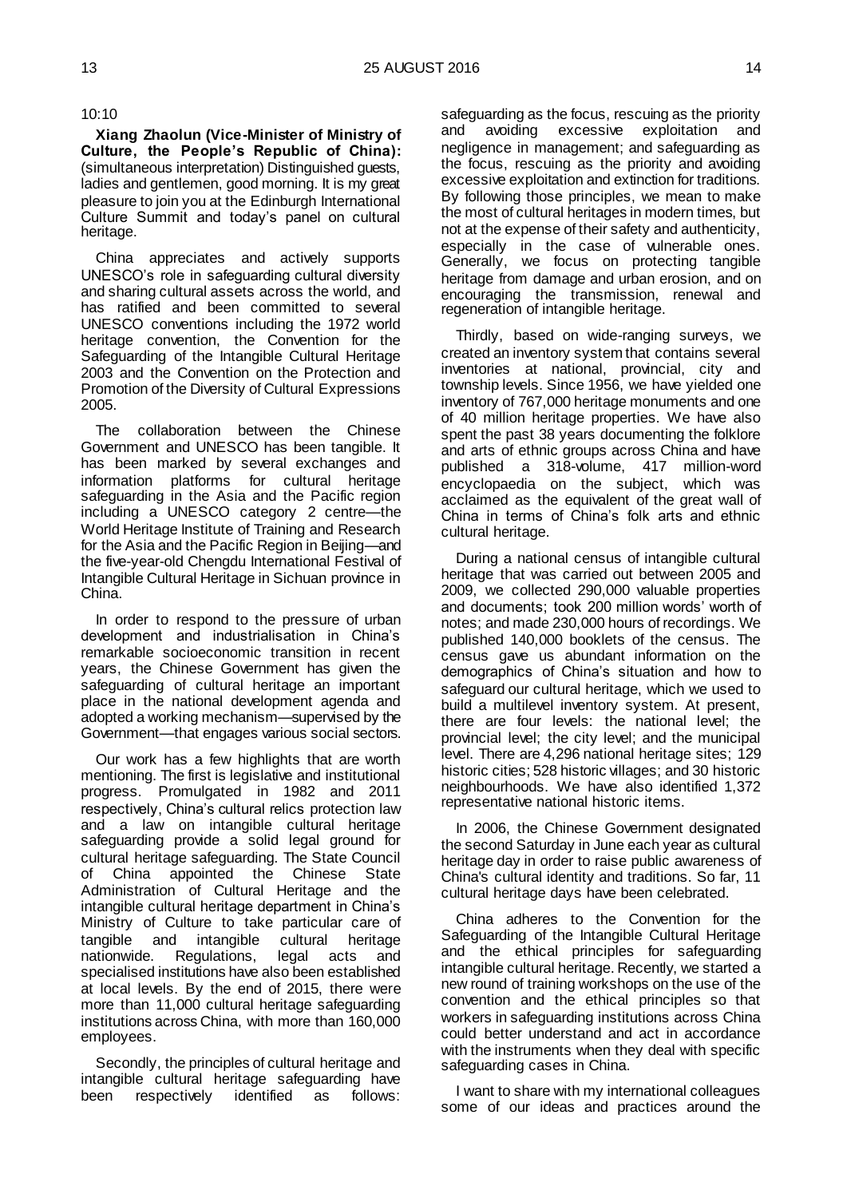10:10

**Xiang Zhaolun (Vice-Minister of Ministry of Culture, the People's Republic of China):** (simultaneous interpretation) Distinguished guests, ladies and gentlemen, good morning. It is my great pleasure to join you at the Edinburgh International Culture Summit and today's panel on cultural heritage.

China appreciates and actively supports UNESCO's role in safeguarding cultural diversity and sharing cultural assets across the world, and has ratified and been committed to several UNESCO conventions including the 1972 world heritage convention, the Convention for the Safeguarding of the Intangible Cultural Heritage 2003 and the Convention on the Protection and Promotion of the Diversity of Cultural Expressions 2005.

The collaboration between the Chinese Government and UNESCO has been tangible. It has been marked by several exchanges and information platforms for cultural heritage safeguarding in the Asia and the Pacific region including a UNESCO category 2 centre—the World Heritage Institute of Training and Research for the Asia and the Pacific Region in Beijing—and the five-year-old Chengdu International Festival of Intangible Cultural Heritage in Sichuan province in China.

In order to respond to the pressure of urban development and industrialisation in China's remarkable socioeconomic transition in recent years, the Chinese Government has given the safeguarding of cultural heritage an important place in the national development agenda and adopted a working mechanism—supervised by the Government—that engages various social sectors.

Our work has a few highlights that are worth mentioning. The first is legislative and institutional progress. Promulgated in 1982 and 2011 respectively, China's cultural relics protection law and a law on intangible cultural heritage safeguarding provide a solid legal ground for cultural heritage safeguarding. The State Council of China appointed the Chinese State Administration of Cultural Heritage and the intangible cultural heritage department in China's Ministry of Culture to take particular care of tangible and intangible cultural heritage nationwide. Regulations, legal acts and specialised institutions have also been established at local levels. By the end of 2015, there were more than 11,000 cultural heritage safeguarding institutions across China, with more than 160,000 employees.

Secondly, the principles of cultural heritage and intangible cultural heritage safeguarding have been respectively identified as follows: safeguarding as the focus, rescuing as the priority and avoiding excessive exploitation and negligence in management; and safeguarding as the focus, rescuing as the priority and avoiding excessive exploitation and extinction for traditions. By following those principles, we mean to make the most of cultural heritages in modern times, but not at the expense of their safety and authenticity, especially in the case of vulnerable ones. Generally, we focus on protecting tangible heritage from damage and urban erosion, and on encouraging the transmission, renewal and regeneration of intangible heritage.

Thirdly, based on wide-ranging surveys, we created an inventory system that contains several inventories at national, provincial, city and township levels. Since 1956, we have yielded one inventory of 767,000 heritage monuments and one of 40 million heritage properties. We have also spent the past 38 years documenting the folklore and arts of ethnic groups across China and have published a 318-volume, 417 million-word encyclopaedia on the subject, which was acclaimed as the equivalent of the great wall of China in terms of China's folk arts and ethnic cultural heritage.

During a national census of intangible cultural heritage that was carried out between 2005 and 2009, we collected 290,000 valuable properties and documents; took 200 million words' worth of notes; and made 230,000 hours of recordings. We published 140,000 booklets of the census. The census gave us abundant information on the demographics of China's situation and how to safeguard our cultural heritage, which we used to build a multilevel inventory system. At present, there are four levels: the national level; the provincial level; the city level; and the municipal level. There are 4,296 national heritage sites; 129 historic cities; 528 historic villages; and 30 historic neighbourhoods. We have also identified 1,372 representative national historic items.

In 2006, the Chinese Government designated the second Saturday in June each year as cultural heritage day in order to raise public awareness of China's cultural identity and traditions. So far, 11 cultural heritage days have been celebrated.

China adheres to the Convention for the Safeguarding of the Intangible Cultural Heritage and the ethical principles for safeguarding intangible cultural heritage. Recently, we started a new round of training workshops on the use of the convention and the ethical principles so that workers in safeguarding institutions across China could better understand and act in accordance with the instruments when they deal with specific safeguarding cases in China.

I want to share with my international colleagues some of our ideas and practices around the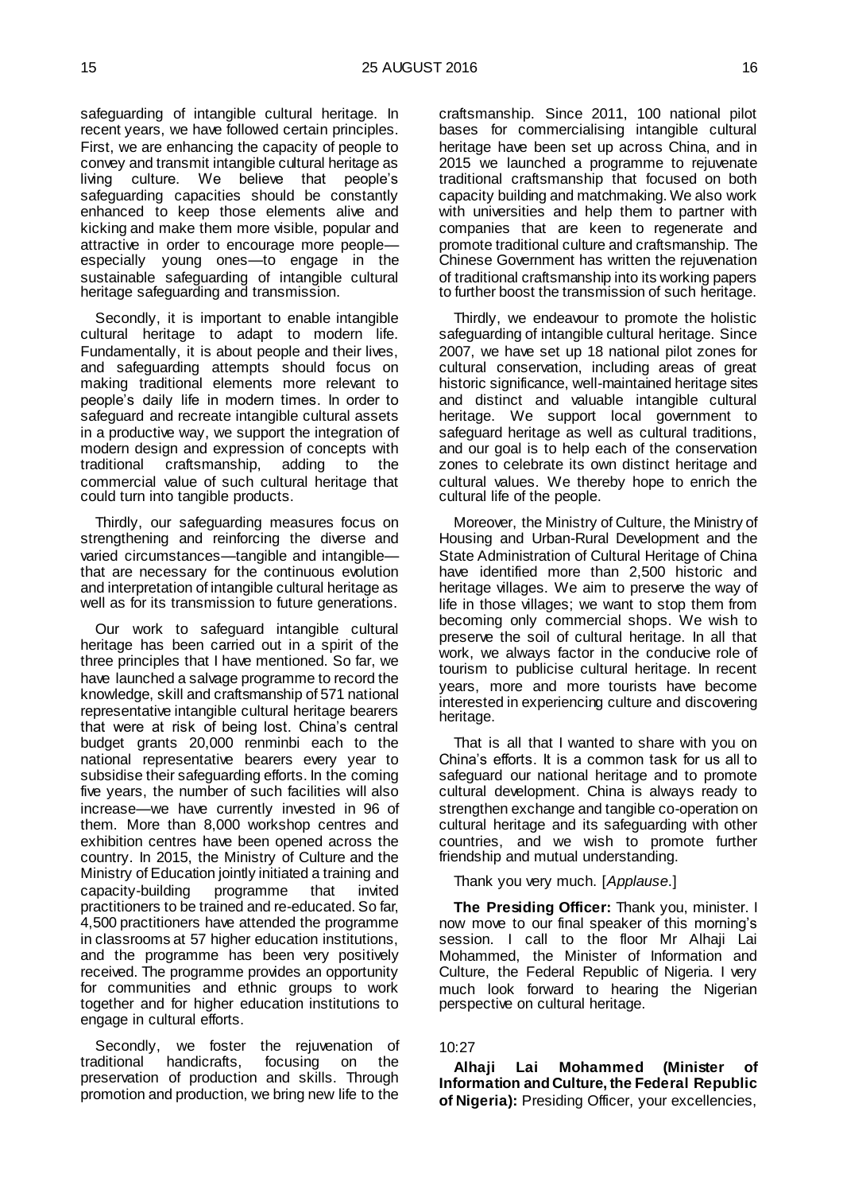safeguarding of intangible cultural heritage. In recent years, we have followed certain principles. First, we are enhancing the capacity of people to convey and transmit intangible cultural heritage as living culture. We believe that people's safeguarding capacities should be constantly enhanced to keep those elements alive and kicking and make them more visible, popular and attractive in order to encourage more people—especially young ones—to engage in the sustainable safeguarding of intangible cultural heritage safeguarding and transmission.

Secondly, it is important to enable intangible cultural heritage to adapt to modern life. Fundamentally, it is about people and their lives, and safeguarding attempts should focus on making traditional elements more relevant to people's daily life in modern times. In order to safeguard and recreate intangible cultural assets in a productive way, we support the integration of modern design and expression of concepts with traditional craftsmanship, adding to the commercial value of such cultural heritage that could turn into tangible products.

Thirdly, our safeguarding measures focus on strengthening and reinforcing the diverse and varied circumstances—tangible and intangible—that are necessary for the continuous evolution and interpretation of intangible cultural heritage as well as for its transmission to future generations.

Our work to safeguard intangible cultural heritage has been carried out in a spirit of the three principles that I have mentioned. So far, we have launched a salvage programme to record the knowledge, skill and craftsmanship of 571 national representative intangible cultural heritage bearers that were at risk of being lost. China's central budget grants 20,000 renminbi each to the national representative bearers every year to subsidise their safeguarding efforts. In the coming five years, the number of such facilities will also increase—we have currently invested in 96 of them. More than 8,000 workshop centres and exhibition centres have been opened across the country. In 2015, the Ministry of Culture and the Ministry of Education jointly initiated a training and capacity-building programme that invited practitioners to be trained and re-educated. So far, 4,500 practitioners have attended the programme in classrooms at 57 higher education institutions, and the programme has been very positively received. The programme provides an opportunity for communities and ethnic groups to work together and for higher education institutions to engage in cultural efforts.

Secondly, we foster the rejuvenation of traditional handicrafts, focusing on the preservation of production and skills. Through promotion and production, we bring new life to the craftsmanship. Since 2011, 100 national pilot bases for commercialising intangible cultural heritage have been set up across China, and in 2015 we launched a programme to rejuvenate traditional craftsmanship that focused on both capacity building and matchmaking. We also work with universities and help them to partner with companies that are keen to regenerate and promote traditional culture and craftsmanship. The Chinese Government has written the rejuvenation of traditional craftsmanship into its working papers to further boost the transmission of such heritage.

Thirdly, we endeavour to promote the holistic safeguarding of intangible cultural heritage. Since 2007, we have set up 18 national pilot zones for cultural conservation, including areas of great historic significance, well-maintained heritage sites and distinct and valuable intangible cultural heritage. We support local government to safeguard heritage as well as cultural traditions, and our goal is to help each of the conservation zones to celebrate its own distinct heritage and cultural values. We thereby hope to enrich the cultural life of the people.

Moreover, the Ministry of Culture, the Ministry of Housing and Urban-Rural Development and the State Administration of Cultural Heritage of China have identified more than 2,500 historic and heritage villages. We aim to preserve the way of life in those villages; we want to stop them from becoming only commercial shops. We wish to preserve the soil of cultural heritage. In all that work, we always factor in the conducive role of tourism to publicise cultural heritage. In recent years, more and more tourists have become interested in experiencing culture and discovering heritage.

That is all that I wanted to share with you on China's efforts. It is a common task for us all to safeguard our national heritage and to promote cultural development. China is always ready to strengthen exchange and tangible co-operation on cultural heritage and its safeguarding with other countries, and we wish to promote further friendship and mutual understanding.

Thank you very much. [*Applause*.]

**The Presiding Officer:** Thank you, minister. I now move to our final speaker of this morning's session. I call to the floor Mr Alhaji Lai Mohammed, the Minister of Information and Culture, the Federal Republic of Nigeria. I very much look forward to hearing the Nigerian perspective on cultural heritage.

10:27

**Alhaji Lai Mohammed (Minister of Information and Culture, the Federal Republic of Nigeria):** Presiding Officer, your excellencies,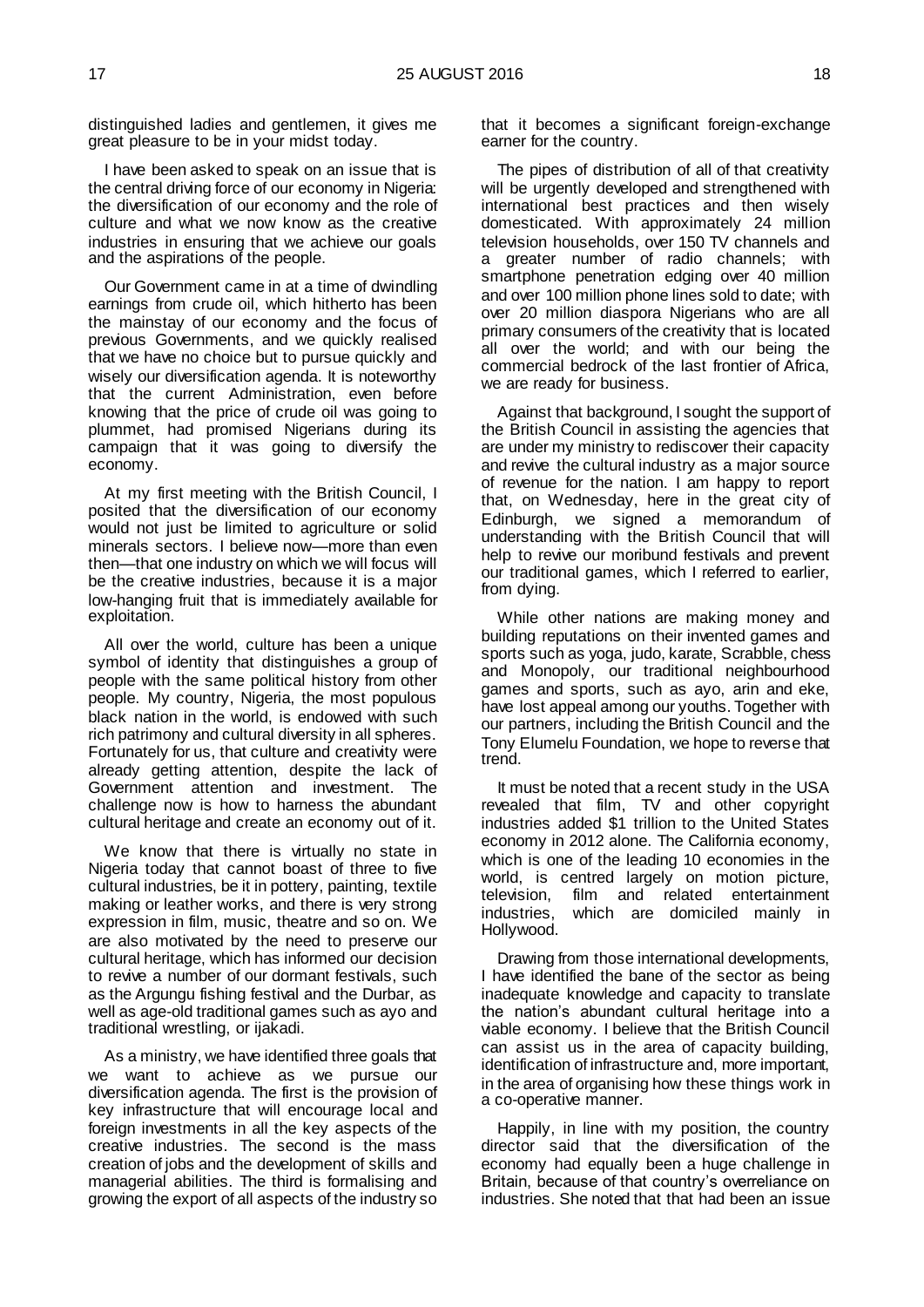distinguished ladies and gentlemen, it gives me great pleasure to be in your midst today.

I have been asked to speak on an issue that is the central driving force of our economy in Nigeria: the diversification of our economy and the role of culture and what we now know as the creative industries in ensuring that we achieve our goals and the aspirations of the people.

Our Government came in at a time of dwindling earnings from crude oil, which hitherto has been the mainstay of our economy and the focus of previous Governments, and we quickly realised that we have no choice but to pursue quickly and wisely our diversification agenda. It is noteworthy that the current Administration, even before knowing that the price of crude oil was going to plummet, had promised Nigerians during its campaign that it was going to diversify the economy.

At my first meeting with the British Council, I posited that the diversification of our economy would not just be limited to agriculture or solid minerals sectors. I believe now—more than even then—that one industry on which we will focus will be the creative industries, because it is a major low-hanging fruit that is immediately available for exploitation.

All over the world, culture has been a unique symbol of identity that distinguishes a group of people with the same political history from other people. My country, Nigeria, the most populous black nation in the world, is endowed with such rich patrimony and cultural diversity in all spheres. Fortunately for us, that culture and creativity were already getting attention, despite the lack of Government attention and investment. The challenge now is how to harness the abundant cultural heritage and create an economy out of it.

We know that there is virtually no state in Nigeria today that cannot boast of three to five cultural industries, be it in pottery, painting, textile making or leather works, and there is very strong expression in film, music, theatre and so on. We are also motivated by the need to preserve our cultural heritage, which has informed our decision to revive a number of our dormant festivals, such as the Argungu fishing festival and the Durbar, as well as age-old traditional games such as ayo and traditional wrestling, or ijakadi.

As a ministry, we have identified three goals that we want to achieve as we pursue our diversification agenda. The first is the provision of key infrastructure that will encourage local and foreign investments in all the key aspects of the creative industries. The second is the mass creation of jobs and the development of skills and managerial abilities. The third is formalising and growing the export of all aspects of the industry so that it becomes a significant foreign-exchange earner for the country.

The pipes of distribution of all of that creativity will be urgently developed and strengthened with international best practices and then wisely domesticated. With approximately 24 million television households, over 150 TV channels and a greater number of radio channels; with smartphone penetration edging over 40 million and over 100 million phone lines sold to date; with over 20 million diaspora Nigerians who are all primary consumers of the creativity that is located all over the world; and with our being the commercial bedrock of the last frontier of Africa, we are ready for business.

Against that background, I sought the support of the British Council in assisting the agencies that are under my ministry to rediscover their capacity and revive the cultural industry as a major source of revenue for the nation. I am happy to report that, on Wednesday, here in the great city of Edinburgh, we signed a memorandum of understanding with the British Council that will help to revive our moribund festivals and prevent our traditional games, which I referred to earlier, from dying.

While other nations are making money and building reputations on their invented games and sports such as yoga, judo, karate, Scrabble, chess and Monopoly, our traditional neighbourhood games and sports, such as ayo, arin and eke, have lost appeal among our youths. Together with our partners, including the British Council and the Tony Elumelu Foundation, we hope to reverse that trend.

It must be noted that a recent study in the USA revealed that film, TV and other copyright industries added $1 trillion to the United States economy in 2012 alone. The California economy, which is one of the leading 10 economies in the world, is centred largely on motion picture, television, film and related entertainment industries, which are domiciled mainly in Hollywood.

Drawing from those international developments, I have identified the bane of the sector as being inadequate knowledge and capacity to translate the nation's abundant cultural heritage into a viable economy. I believe that the British Council can assist us in the area of capacity building, identification of infrastructure and, more important, in the area of organising how these things work in a co-operative manner.

Happily, in line with my position, the country director said that the diversification of the economy had equally been a huge challenge in Britain, because of that country's overreliance on industries. She noted that that had been an issue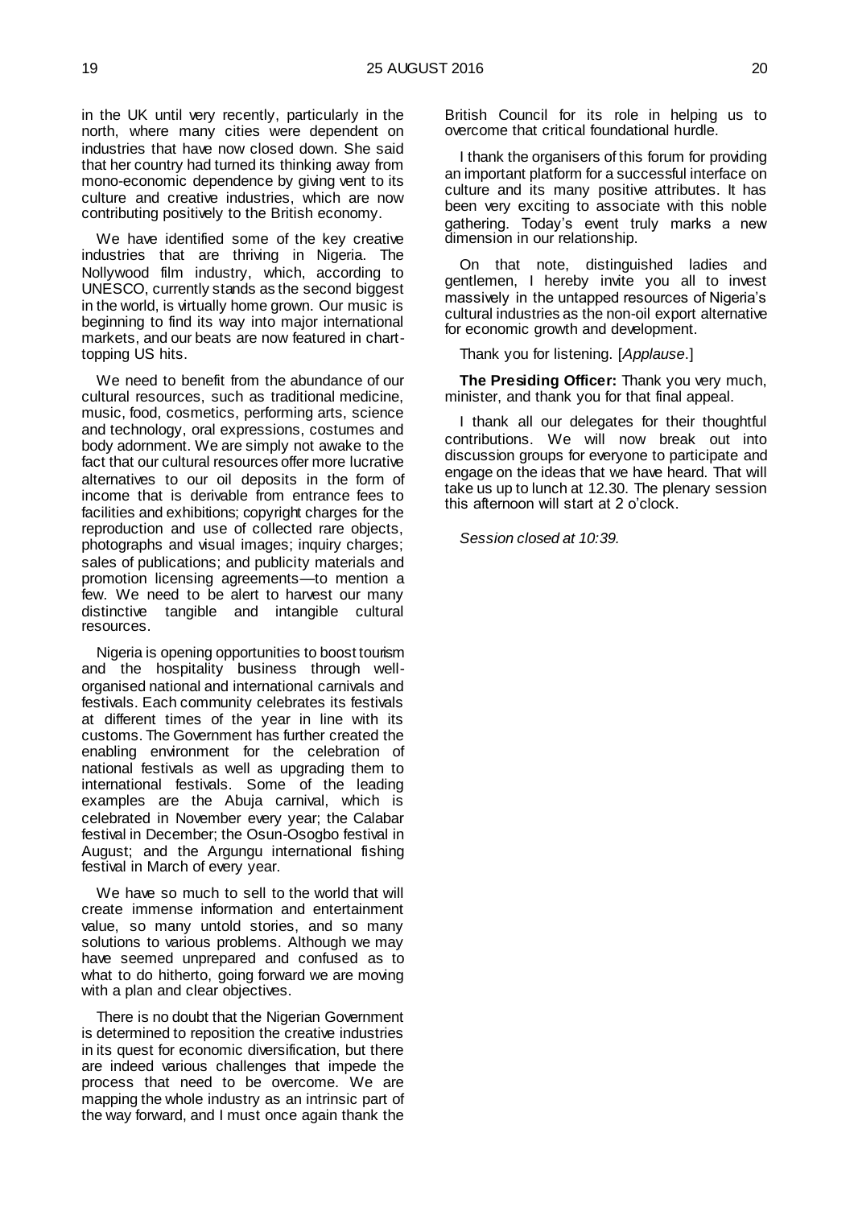in the UK until very recently, particularly in the north, where many cities were dependent on industries that have now closed down. She said that her country had turned its thinking away from mono-economic dependence by giving vent to its culture and creative industries, which are now contributing positively to the British economy.

We have identified some of the key creative industries that are thriving in Nigeria. The Nollywood film industry, which, according to UNESCO, currently stands as the second biggest in the world, is virtually home grown. Our music is beginning to find its way into major international markets, and our beats are now featured in chart-topping US hits.

We need to benefit from the abundance of our cultural resources, such as traditional medicine, music, food, cosmetics, performing arts, science and technology, oral expressions, costumes and body adornment. We are simply not awake to the fact that our cultural resources offer more lucrative alternatives to our oil deposits in the form of income that is derivable from entrance fees to facilities and exhibitions; copyright charges for the reproduction and use of collected rare objects, photographs and visual images; inquiry charges; sales of publications; and publicity materials and promotion licensing agreements—to mention a few. We need to be alert to harvest our many distinctive tangible and intangible cultural resources.

Nigeria is opening opportunities to boost tourism and the hospitality business through well-organised national and international carnivals and festivals. Each community celebrates its festivals at different times of the year in line with its customs. The Government has further created the enabling environment for the celebration of national festivals as well as upgrading them to international festivals. Some of the leading examples are the Abuja carnival, which is celebrated in November every year; the Calabar festival in December; the Osun-Osogbo festival in August; and the Argungu international fishing festival in March of every year.

We have so much to sell to the world that will create immense information and entertainment value, so many untold stories, and so many solutions to various problems. Although we may have seemed unprepared and confused as to what to do hitherto, going forward we are moving with a plan and clear objectives.

There is no doubt that the Nigerian Government is determined to reposition the creative industries in its quest for economic diversification, but there are indeed various challenges that impede the process that need to be overcome. We are mapping the whole industry as an intrinsic part of the way forward, and I must once again thank the British Council for its role in helping us to overcome that critical foundational hurdle.

I thank the organisers of this forum for providing an important platform for a successful interface on culture and its many positive attributes. It has been very exciting to associate with this noble gathering. Today's event truly marks a new dimension in our relationship.

On that note, distinguished ladies and gentlemen, I hereby invite you all to invest massively in the untapped resources of Nigeria's cultural industries as the non-oil export alternative for economic growth and development.

Thank you for listening. [*Applause*.]

**The Presiding Officer:** Thank you very much, minister, and thank you for that final appeal.

I thank all our delegates for their thoughtful contributions. We will now break out into discussion groups for everyone to participate and engage on the ideas that we have heard. That will take us up to lunch at 12.30. The plenary session this afternoon will start at 2 o'clock.

*Session closed at 10:39.*